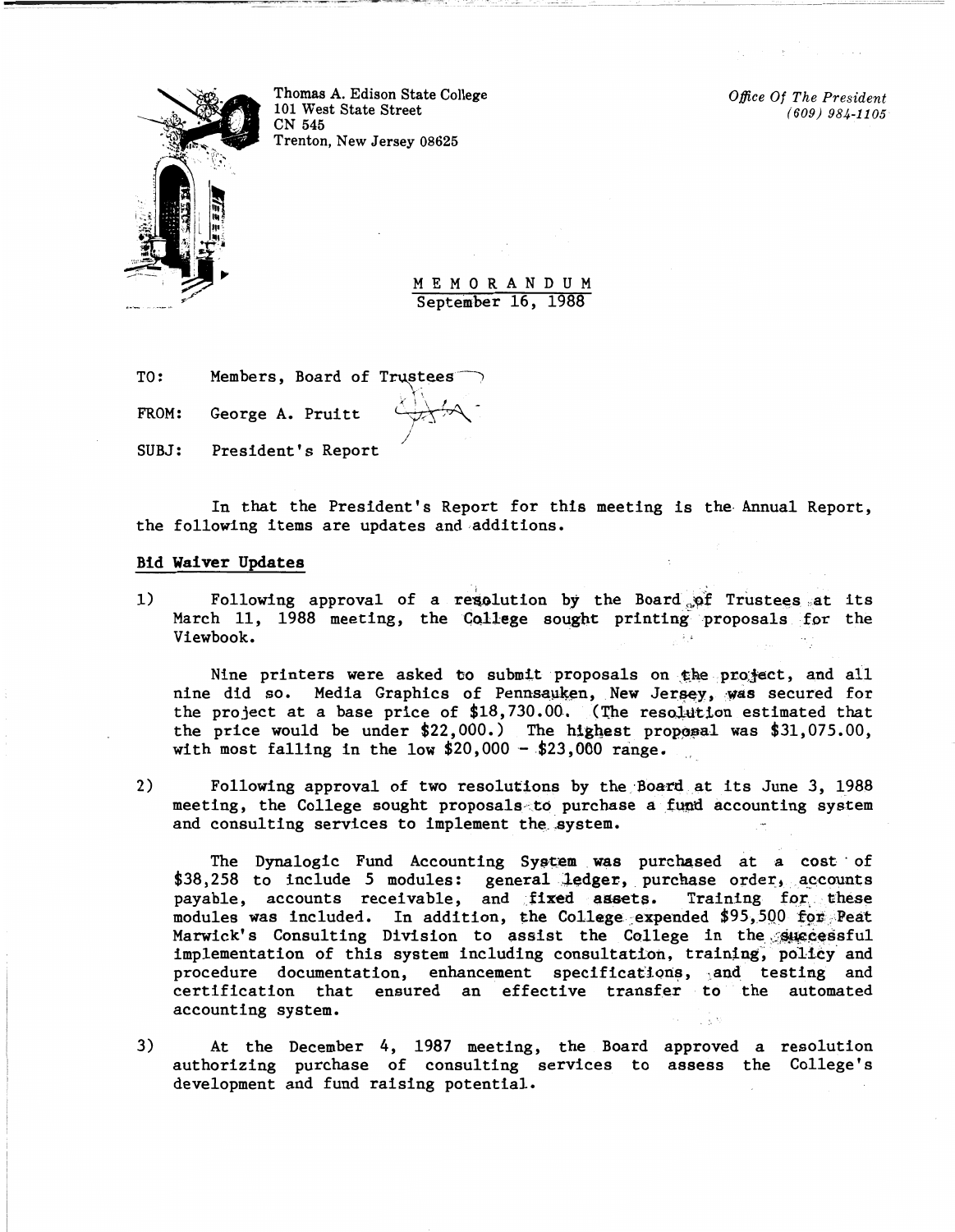Thomas A. Edison State College
101 West State Street
CN 545
Trenton, New Jersey 08625

*Office Of The President*
*(609) 984-1105*

MEMORANDUM
September 16, 1988

TO: Members, Board of Trustees

FROM: George A. Pruitt

SUBJ: President's Report

In that the President's Report for this meeting is the Annual Report, the following items are updates and additions.

**Bid Waiver Updates**

1) Following approval of a resolution by the Board of Trustees at its March 11, 1988 meeting, the College sought printing proposals for the Viewbook.

Nine printers were asked to submit proposals on the project, and all nine did so. Media Graphics of Pennsauken, New Jersey, was secured for the project at a base price of $18,730.00. (The resolution estimated that the price would be under $22,000.) The highest proposal was $31,075.00, with most falling in the low $20,000 - $23,000 range.

2) Following approval of two resolutions by the Board at its June 3, 1988 meeting, the College sought proposals to purchase a fund accounting system and consulting services to implement the system.

The Dynalogic Fund Accounting System was purchased at a cost of $38,258 to include 5 modules: general ledger, purchase order, accounts payable, accounts receivable, and fixed assets. Training for these modules was included. In addition, the College expended $95,500 for Peat Marwick's Consulting Division to assist the College in the successful implementation of this system including consultation, training, policy and procedure documentation, enhancement specifications, and testing and certification that ensured an effective transfer to the automated accounting system.

3) At the December 4, 1987 meeting, the Board approved a resolution authorizing purchase of consulting services to assess the College's development and fund raising potential.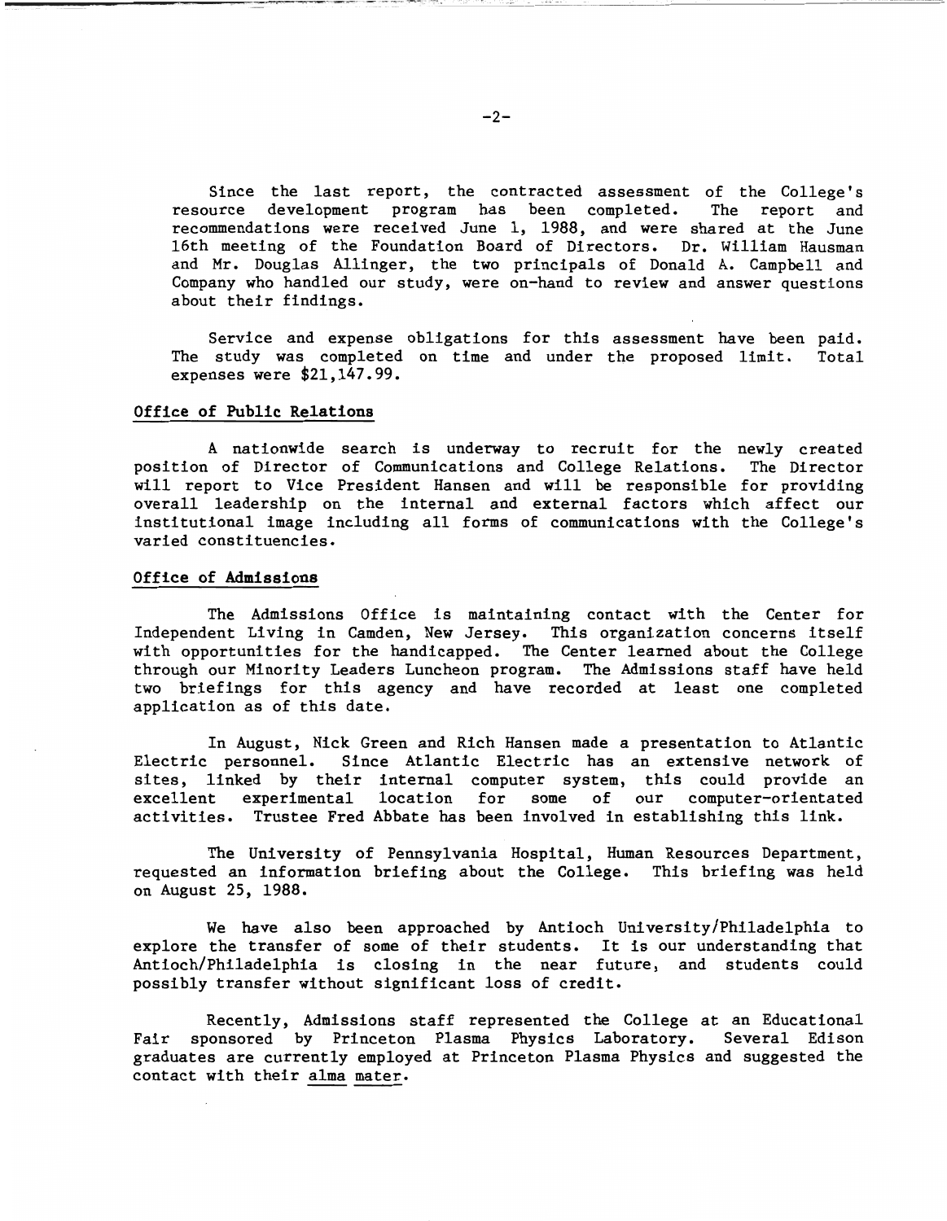Since the last report, the contracted assessment of the College's resource development program has been completed. The report and recommendations were received June 1, 1988, and were shared at the June 16th meeting of the Foundation Board of Directors. Dr. William Hausman and Mr. Douglas Allinger, the two principals of Donald A. Campbell and Company who handled our study, were on-hand to review and answer questions about their findings.

Service and expense obligations for this assessment have been paid. The study was completed on time and under the proposed limit. Total expenses were $21,147.99.

## Office of Public Relations

A nationwide search is underway to recruit for the newly created position of Director of Communications and College Relations. The Director will report to Vice President Hansen and will be responsible for providing overall leadership on the internal and external factors which affect our institutional image including all forms of communications with the College's varied constituencies.

## Office of Admissions

The Admissions Office is maintaining contact with the Center for Independent Living in Camden, New Jersey. This organization concerns itself with opportunities for the handicapped. The Center learned about the College through our Minority Leaders Luncheon program. The Admissions staff have held two briefings for this agency and have recorded at least one completed application as of this date.

In August, Nick Green and Rich Hansen made a presentation to Atlantic Electric personnel. Since Atlantic Electric has an extensive network of sites, linked by their internal computer system, this could provide an excellent experimental location for some of our computer-orientated activities. Trustee Fred Abbate has been involved in establishing this link.

The University of Pennsylvania Hospital, Human Resources Department, requested an information briefing about the College. This briefing was held on August 25, 1988.

We have also been approached by Antioch University/Philadelphia to explore the transfer of some of their students. It is our understanding that Antioch/Philadelphia is closing in the near future, and students could possibly transfer without significant loss of credit.

Recently, Admissions staff represented the College at an Educational Fair sponsored by Princeton Plasma Physics Laboratory. Several Edison graduates are currently employed at Princeton Plasma Physics and suggested the contact with their <u>alma mater</u>.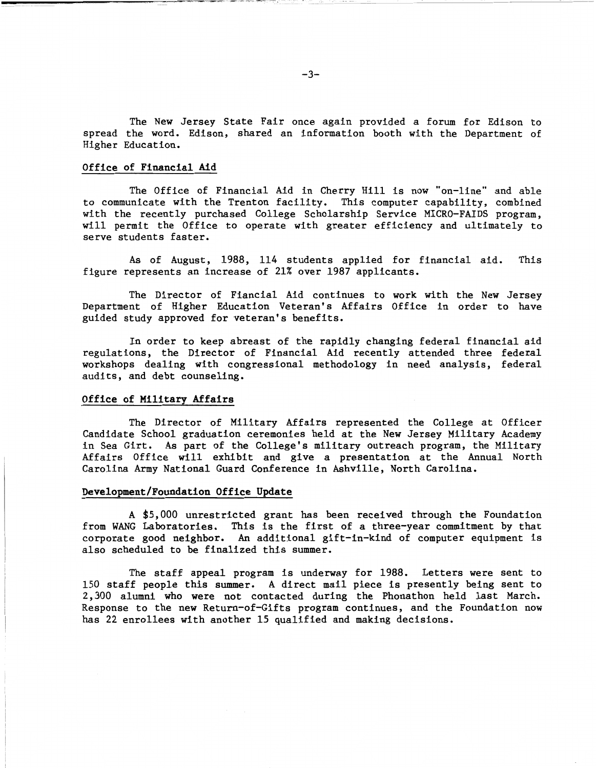The New Jersey State Fair once again provided a forum for Edison to spread the word. Edison, shared an information booth with the Department of Higher Education.

## Office of Financial Aid

The Office of Financial Aid in Cherry Hill is now "on-line" and able to communicate with the Trenton facility. This computer capability, combined with the recently purchased College Scholarship Service MICRO-FAIDS program, will permit the Office to operate with greater efficiency and ultimately to serve students faster.

As of August, 1988, 114 students applied for financial aid. This figure represents an increase of 21% over 1987 applicants.

The Director of Fiancial Aid continues to work with the New Jersey Department of Higher Education Veteran's Affairs Office in order to have guided study approved for veteran's benefits.

In order to keep abreast of the rapidly changing federal financial aid regulations, the Director of Financial Aid recently attended three federal workshops dealing with congressional methodology in need analysis, federal audits, and debt counseling.

## Office of Military Affairs

The Director of Military Affairs represented the College at Officer Candidate School graduation ceremonies held at the New Jersey Military Academy in Sea Girt. As part of the College's military outreach program, the Military Affairs Office will exhibit and give a presentation at the Annual North Carolina Army National Guard Conference in Ashville, North Carolina.

## Development/Foundation Office Update

A $5,000 unrestricted grant has been received through the Foundation from WANG Laboratories. This is the first of a three-year commitment by that corporate good neighbor. An additional gift-in-kind of computer equipment is also scheduled to be finalized this summer.

The staff appeal program is underway for 1988. Letters were sent to 150 staff people this summer. A direct mail piece is presently being sent to 2,300 alumni who were not contacted during the Phonathon held last March. Response to the new Return-of-Gifts program continues, and the Foundation now has 22 enrollees with another 15 qualified and making decisions.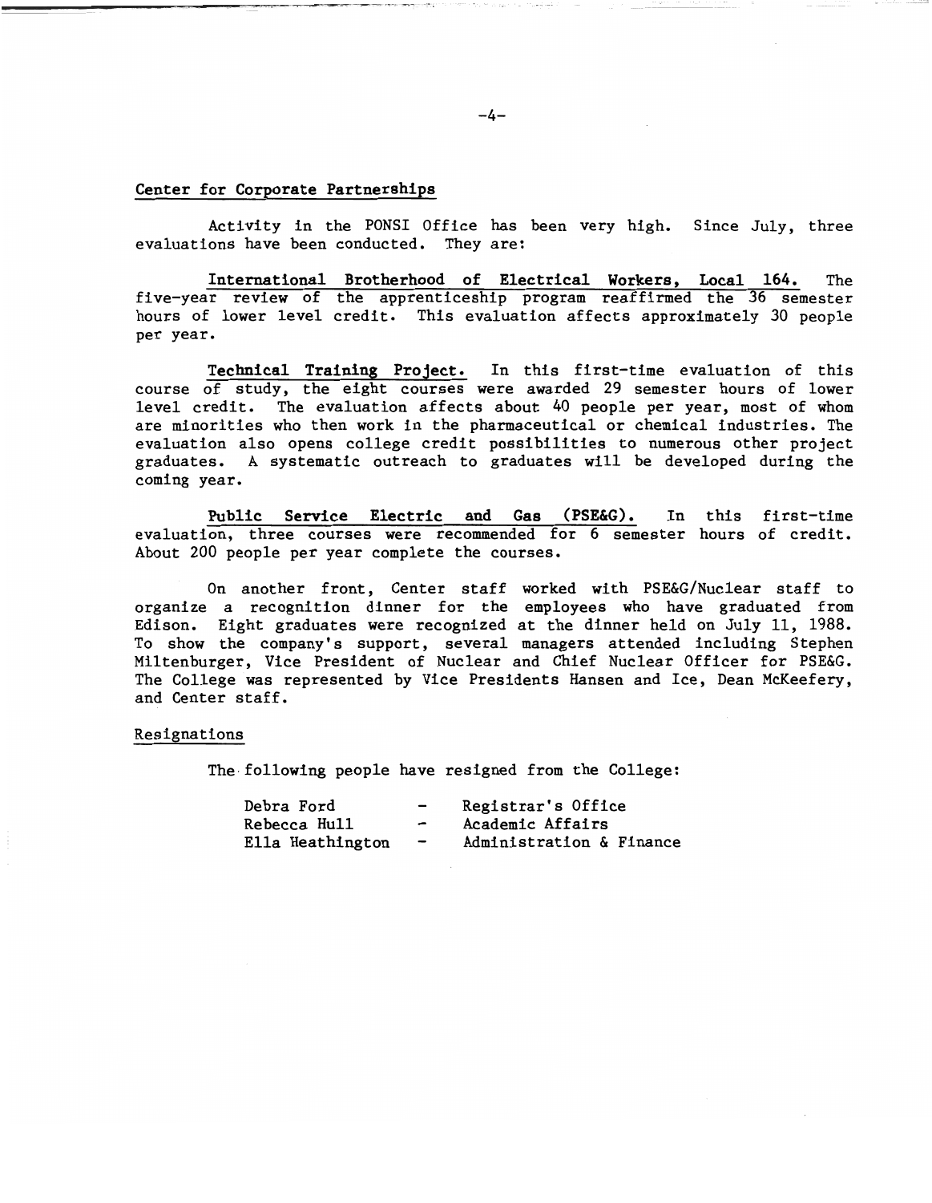## Center for Corporate Partnerships

Activity in the PONSI Office has been very high. Since July, three evaluations have been conducted. They are:

**International Brotherhood of Electrical Workers, Local 164.** The five-year review of the apprenticeship program reaffirmed the 36 semester hours of lower level credit. This evaluation affects approximately 30 people per year.

**Technical Training Project.** In this first-time evaluation of this course of study, the eight courses were awarded 29 semester hours of lower level credit. The evaluation affects about 40 people per year, most of whom are minorities who then work in the pharmaceutical or chemical industries. The evaluation also opens college credit possibilities to numerous other project graduates. A systematic outreach to graduates will be developed during the coming year.

**Public Service Electric and Gas (PSE&G).** In this first-time evaluation, three courses were recommended for 6 semester hours of credit. About 200 people per year complete the courses.

On another front, Center staff worked with PSE&G/Nuclear staff to organize a recognition dinner for the employees who have graduated from Edison. Eight graduates were recognized at the dinner held on July 11, 1988. To show the company's support, several managers attended including Stephen Miltenburger, Vice President of Nuclear and Chief Nuclear Officer for PSE&G. The College was represented by Vice Presidents Hansen and Ice, Dean McKeefery, and Center staff.

## Resignations

The following people have resigned from the College:

| | | |
|---|---|---|
| Debra Ford | - | Registrar's Office |
| Rebecca Hull | - | Academic Affairs |
| Ella Heathington | - | Administration & Finance |